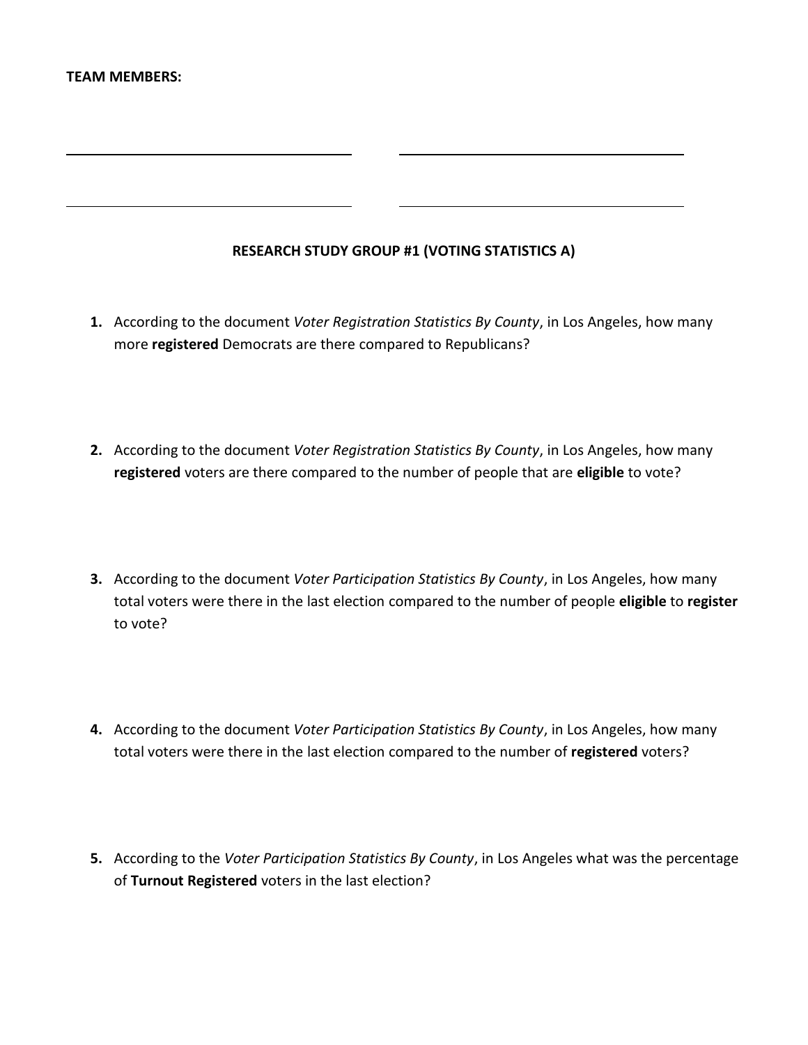**TEAM MEMBERS:**

______________________________ ______________________________

______________________________ ______________________________

**RESEARCH STUDY GROUP #1 (VOTING STATISTICS A)**

1. According to the document *Voter Registration Statistics By County*, in Los Angeles, how many more **registered** Democrats are there compared to Republicans?

2. According to the document *Voter Registration Statistics By County*, in Los Angeles, how many **registered** voters are there compared to the number of people that are **eligible** to vote?

3. According to the document *Voter Participation Statistics By County*, in Los Angeles, how many total voters were there in the last election compared to the number of people **eligible** to **register** to vote?

4. According to the document *Voter Participation Statistics By County*, in Los Angeles, how many total voters were there in the last election compared to the number of **registered** voters?

5. According to the *Voter Participation Statistics By County*, in Los Angeles what was the percentage of **Turnout Registered** voters in the last election?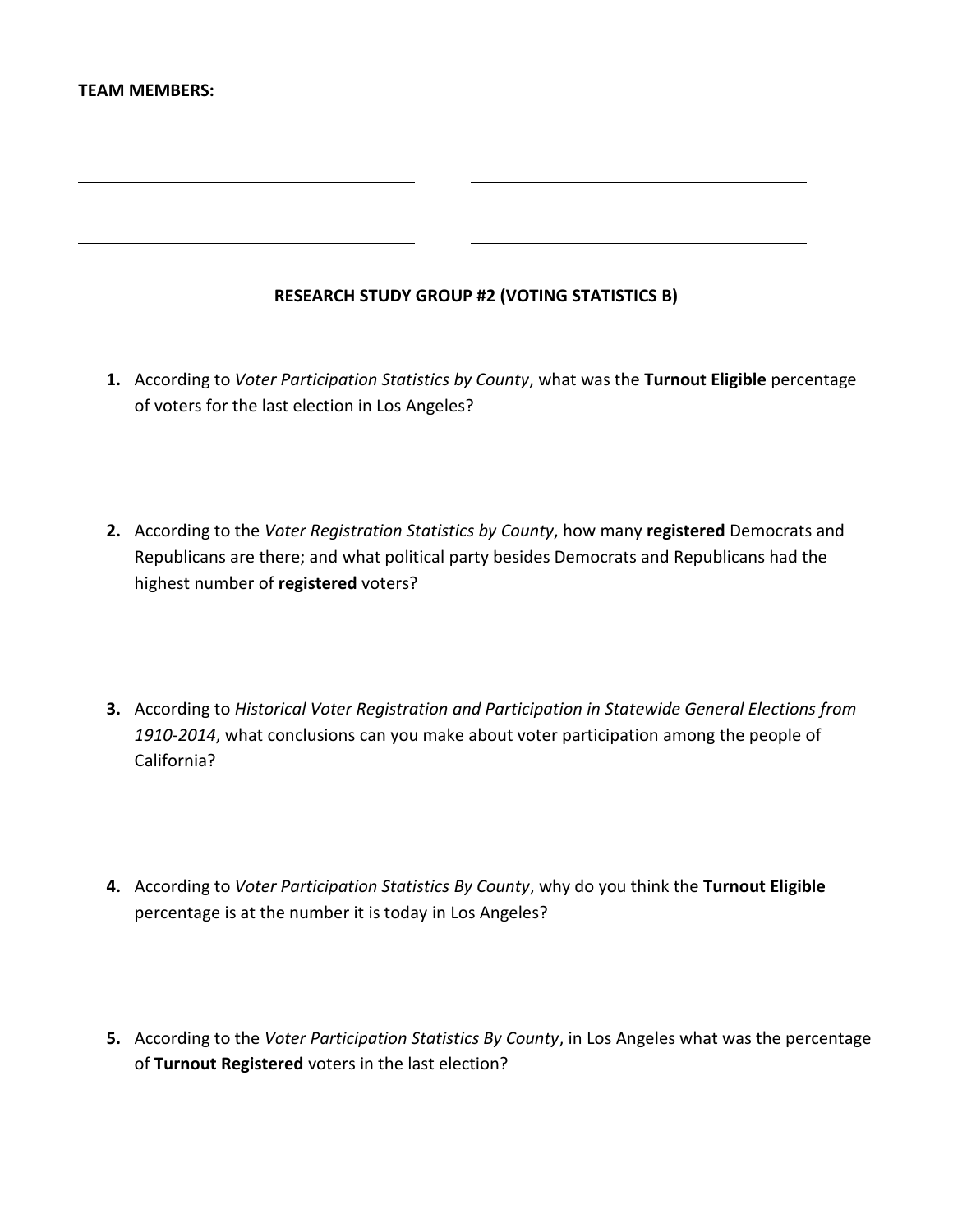**TEAM MEMBERS:**

______________________________ ______________________________

______________________________ ______________________________

**RESEARCH STUDY GROUP #2 (VOTING STATISTICS B)**

1. According to *Voter Participation Statistics by County*, what was the **Turnout Eligible** percentage of voters for the last election in Los Angeles?

2. According to the *Voter Registration Statistics by County*, how many **registered** Democrats and Republicans are there; and what political party besides Democrats and Republicans had the highest number of **registered** voters?

3. According to *Historical Voter Registration and Participation in Statewide General Elections from 1910-2014*, what conclusions can you make about voter participation among the people of California?

4. According to *Voter Participation Statistics By County*, why do you think the **Turnout Eligible** percentage is at the number it is today in Los Angeles?

5. According to the *Voter Participation Statistics By County*, in Los Angeles what was the percentage of **Turnout Registered** voters in the last election?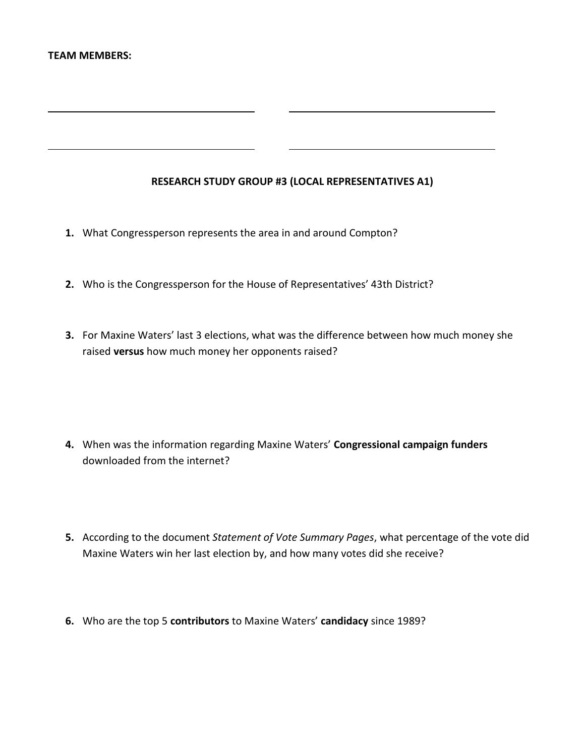**TEAM MEMBERS:**

\_\_\_\_\_\_\_\_\_\_\_\_\_\_\_\_\_\_\_\_\_\_\_\_\_\_\_\_\_\_\_\_\_\_\_\_\_\_\_\_ \_\_\_\_\_\_\_\_\_\_\_\_\_\_\_\_\_\_\_\_\_\_\_\_\_\_\_\_\_\_\_\_\_\_\_\_\_\_\_\_

\_\_\_\_\_\_\_\_\_\_\_\_\_\_\_\_\_\_\_\_\_\_\_\_\_\_\_\_\_\_\_\_\_\_\_\_\_\_\_\_ \_\_\_\_\_\_\_\_\_\_\_\_\_\_\_\_\_\_\_\_\_\_\_\_\_\_\_\_\_\_\_\_\_\_\_\_\_\_\_\_

## RESEARCH STUDY GROUP #3 (LOCAL REPRESENTATIVES A1)

1. What Congressperson represents the area in and around Compton?

2. Who is the Congressperson for the House of Representatives' 43th District?

3. For Maxine Waters' last 3 elections, what was the difference between how much money she raised **versus** how much money her opponents raised?

4. When was the information regarding Maxine Waters' **Congressional campaign funders** downloaded from the internet?

5. According to the document *Statement of Vote Summary Pages*, what percentage of the vote did Maxine Waters win her last election by, and how many votes did she receive?

6. Who are the top 5 **contributors** to Maxine Waters' **candidacy** since 1989?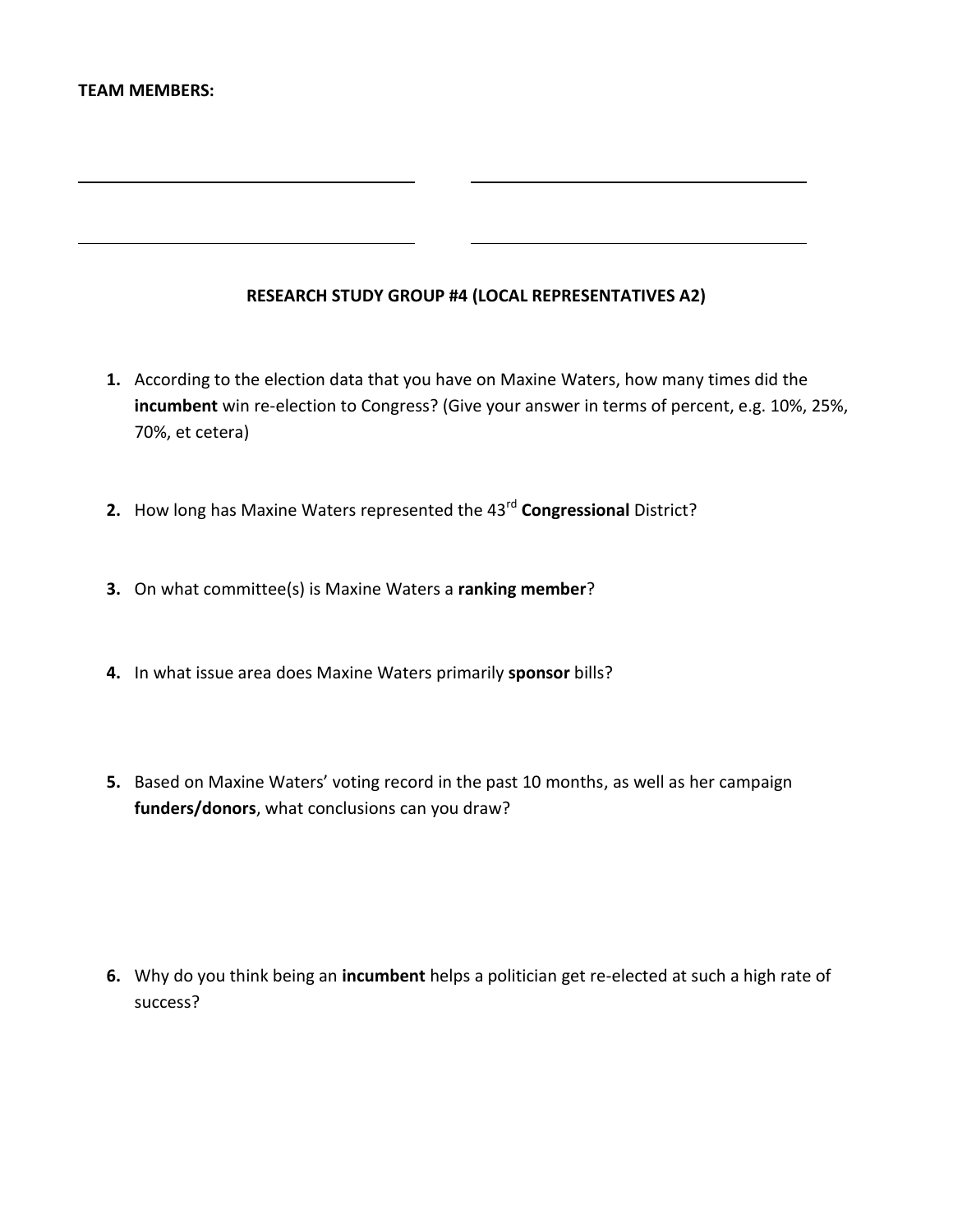**TEAM MEMBERS:**

______________________________ ______________________________

______________________________ ______________________________

**RESEARCH STUDY GROUP #4 (LOCAL REPRESENTATIVES A2)**

1. According to the election data that you have on Maxine Waters, how many times did the **incumbent** win re-election to Congress? (Give your answer in terms of percent, e.g. 10%, 25%, 70%, et cetera)

2. How long has Maxine Waters represented the 43rd **Congressional** District?

3. On what committee(s) is Maxine Waters a **ranking member**?

4. In what issue area does Maxine Waters primarily **sponsor** bills?

5. Based on Maxine Waters' voting record in the past 10 months, as well as her campaign **funders/donors**, what conclusions can you draw?

6. Why do you think being an **incumbent** helps a politician get re-elected at such a high rate of success?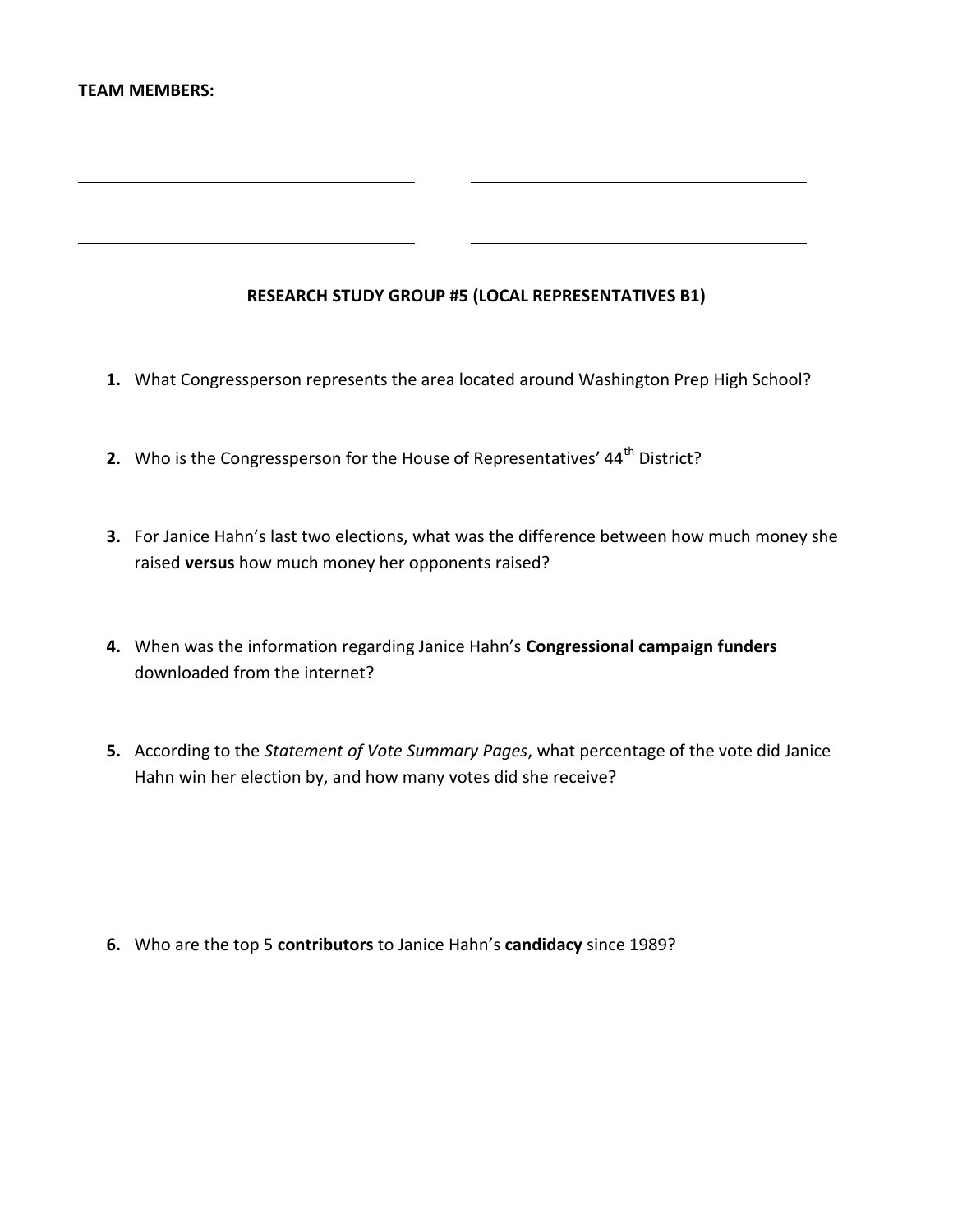**TEAM MEMBERS:**

\_\_\_\_\_\_\_\_\_\_\_\_\_\_\_\_\_\_\_\_\_\_\_\_\_\_\_\_\_\_ \_\_\_\_\_\_\_\_\_\_\_\_\_\_\_\_\_\_\_\_\_\_\_\_\_\_\_\_\_\_

\_\_\_\_\_\_\_\_\_\_\_\_\_\_\_\_\_\_\_\_\_\_\_\_\_\_\_\_\_\_ \_\_\_\_\_\_\_\_\_\_\_\_\_\_\_\_\_\_\_\_\_\_\_\_\_\_\_\_\_\_

**RESEARCH STUDY GROUP #5 (LOCAL REPRESENTATIVES B1)**

1. What Congressperson represents the area located around Washington Prep High School?

2. Who is the Congressperson for the House of Representatives' $44^{th}$ District?

3. For Janice Hahn's last two elections, what was the difference between how much money she raised **versus** how much money her opponents raised?

4. When was the information regarding Janice Hahn's **Congressional campaign funders** downloaded from the internet?

5. According to the *Statement of Vote Summary Pages*, what percentage of the vote did Janice Hahn win her election by, and how many votes did she receive?

6. Who are the top 5 **contributors** to Janice Hahn's **candidacy** since 1989?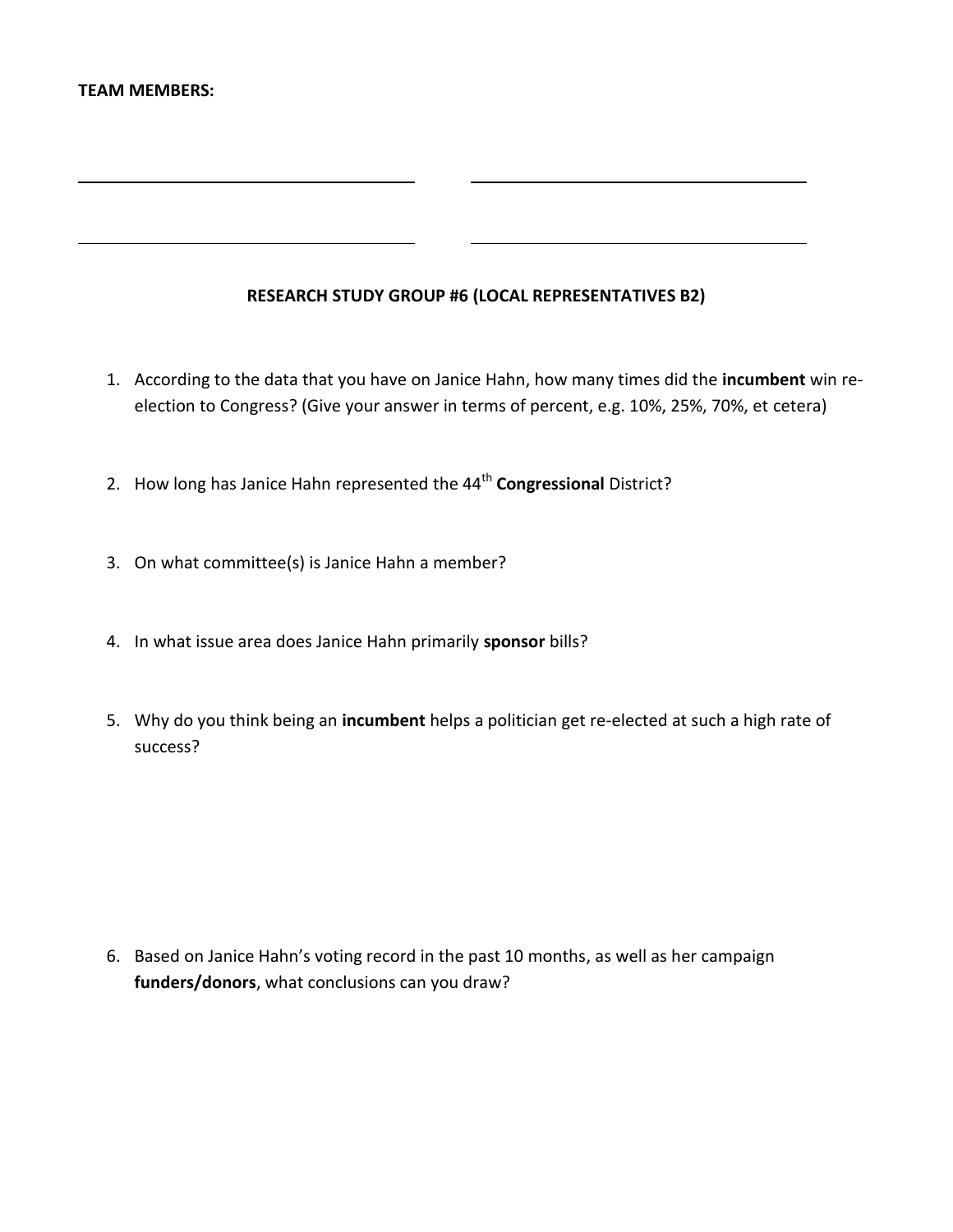**TEAM MEMBERS:**

\_\_\_\_\_\_\_\_\_\_\_\_\_\_\_\_\_\_\_\_\_\_\_\_\_\_\_\_\_\_ \_\_\_\_\_\_\_\_\_\_\_\_\_\_\_\_\_\_\_\_\_\_\_\_\_\_\_\_\_\_

\_\_\_\_\_\_\_\_\_\_\_\_\_\_\_\_\_\_\_\_\_\_\_\_\_\_\_\_\_\_ \_\_\_\_\_\_\_\_\_\_\_\_\_\_\_\_\_\_\_\_\_\_\_\_\_\_\_\_\_\_

**RESEARCH STUDY GROUP #6 (LOCAL REPRESENTATIVES B2)**

1. According to the data that you have on Janice Hahn, how many times did the **incumbent** win re-election to Congress? (Give your answer in terms of percent, e.g. 10%, 25%, 70%, et cetera)

2. How long has Janice Hahn represented the 44th **Congressional** District?

3. On what committee(s) is Janice Hahn a member?

4. In what issue area does Janice Hahn primarily **sponsor** bills?

5. Why do you think being an **incumbent** helps a politician get re-elected at such a high rate of success?

6. Based on Janice Hahn's voting record in the past 10 months, as well as her campaign **funders/donors**, what conclusions can you draw?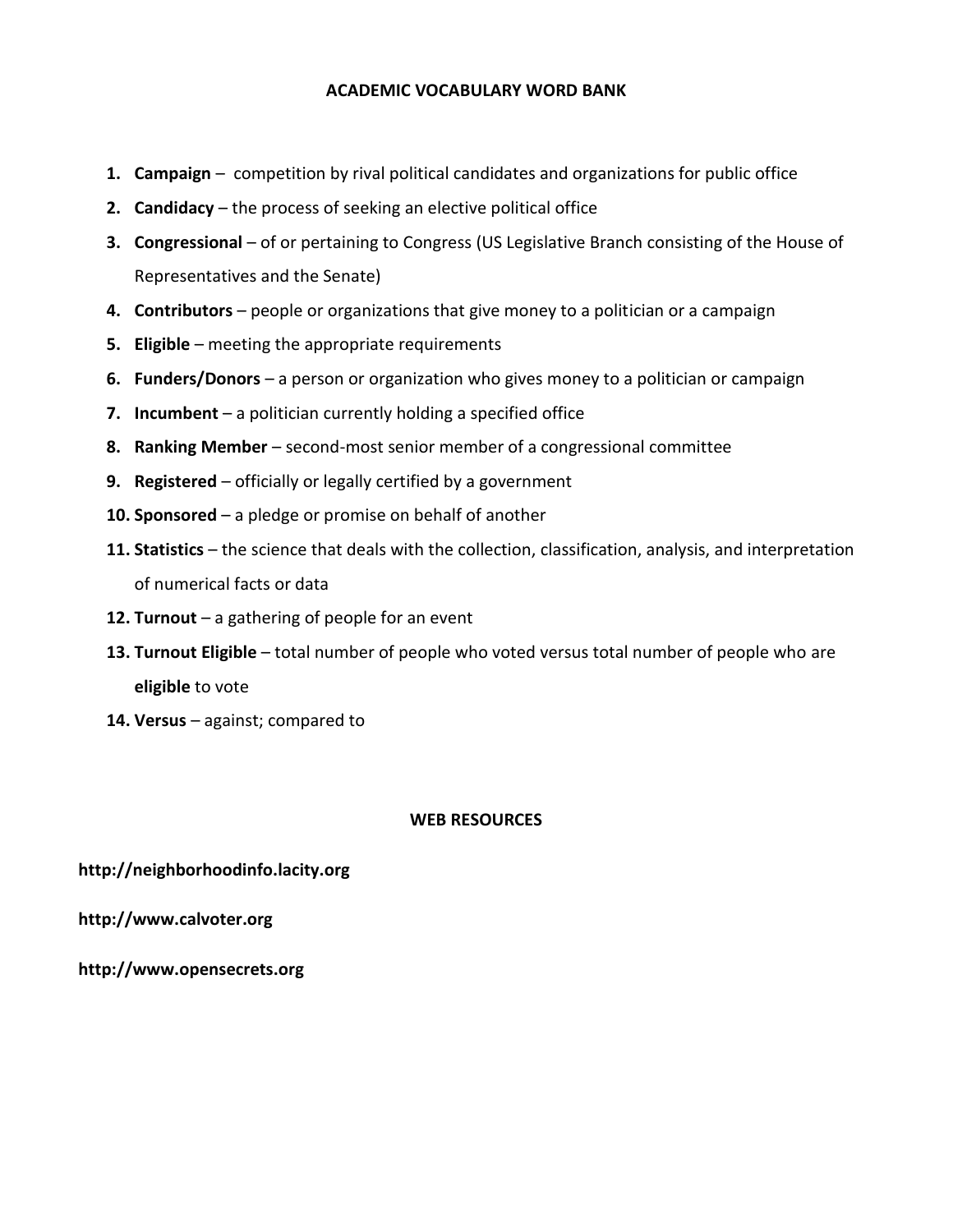## ACADEMIC VOCABULARY WORD BANK

1. **Campaign** – competition by rival political candidates and organizations for public office
2. **Candidacy** – the process of seeking an elective political office
3. **Congressional** – of or pertaining to Congress (US Legislative Branch consisting of the House of Representatives and the Senate)
4. **Contributors** – people or organizations that give money to a politician or a campaign
5. **Eligible** – meeting the appropriate requirements
6. **Funders/Donors** – a person or organization who gives money to a politician or campaign
7. **Incumbent** – a politician currently holding a specified office
8. **Ranking Member** – second-most senior member of a congressional committee
9. **Registered** – officially or legally certified by a government
10. **Sponsored** – a pledge or promise on behalf of another
11. **Statistics** – the science that deals with the collection, classification, analysis, and interpretation of numerical facts or data
12. **Turnout** – a gathering of people for an event
13. **Turnout Eligible** – total number of people who voted versus total number of people who are **eligible** to vote
14. **Versus** – against; compared to

## WEB RESOURCES

**http://neighborhoodinfo.lacity.org**

**http://www.calvoter.org**

**http://www.opensecrets.org**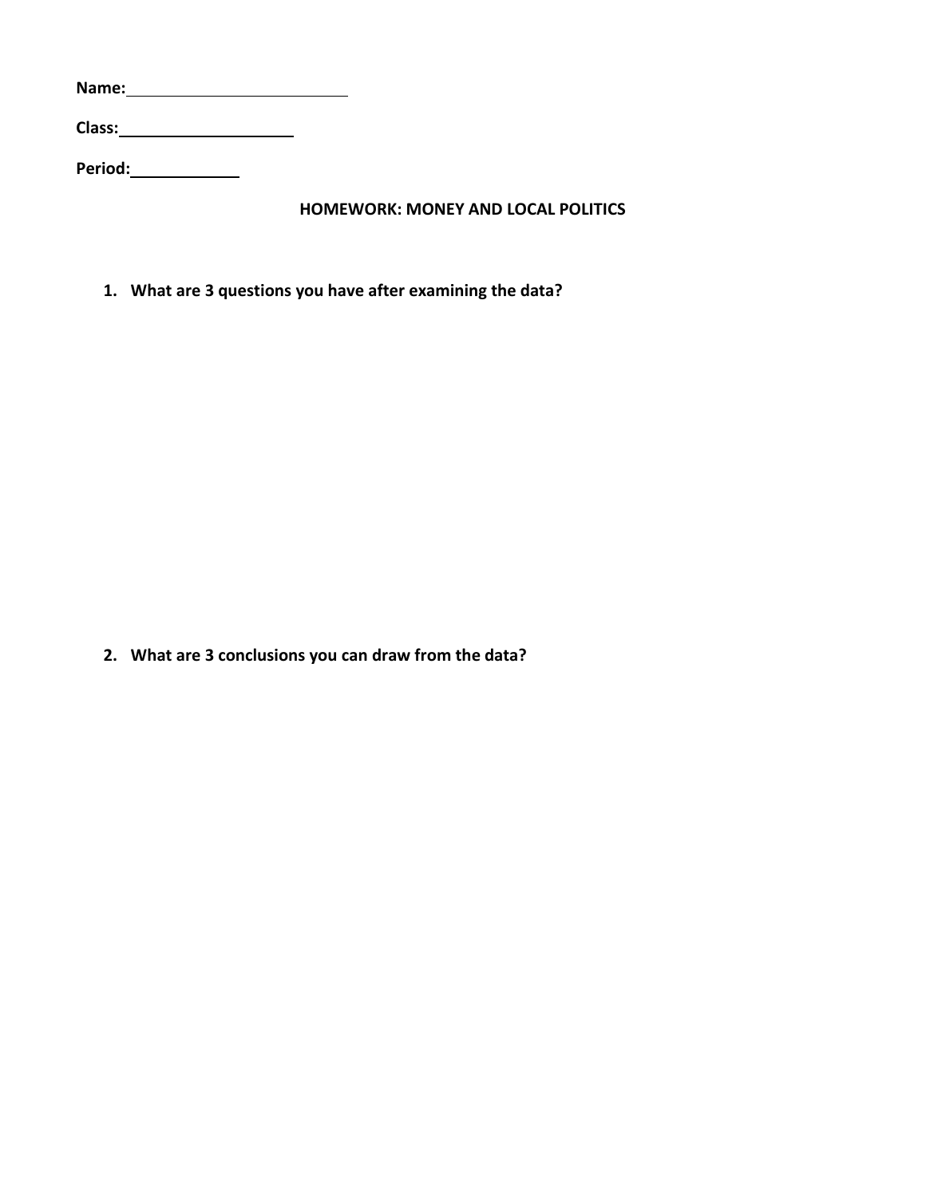**Name:** ____________________

**Class:** ________________

**Period:** __________

**HOMEWORK: MONEY AND LOCAL POLITICS**

1. **What are 3 questions you have after examining the data?**

2. **What are 3 conclusions you can draw from the data?**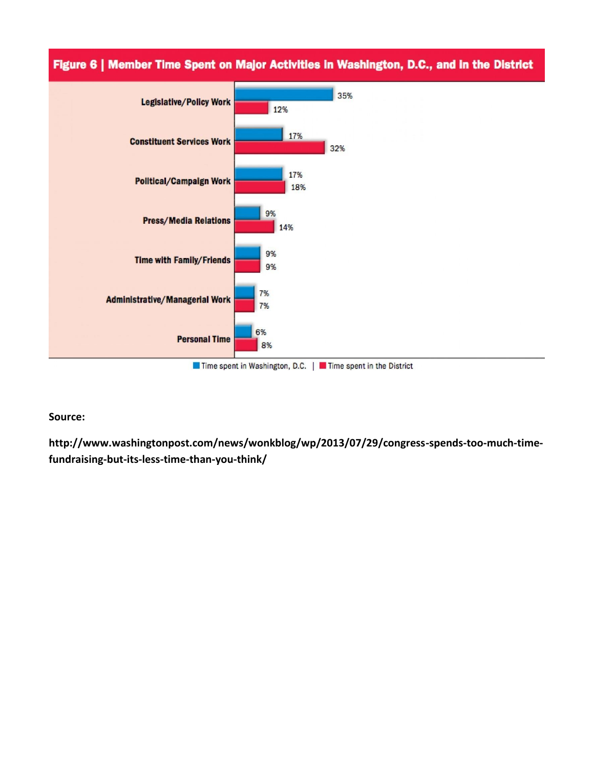Figure 6 | Member Time Spent on Major Activities in Washington, D.C., and in the District

Legislative/Policy Work
35%
12%

Constituent Services Work
17%
32%

Political/Campaign Work
17%
18%

Press/Media Relations
9%
14%

Time with Family/Friends
9%
9%

Administrative/Managerial Work
7%
7%

Personal Time
6%
8%

Time spent in Washington, D.C. | Time spent in the District

**Source:**

**http://www.washingtonpost.com/news/wonkblog/wp/2013/07/29/congress-spends-too-much-time-fundraising-but-its-less-time-than-you-think/**